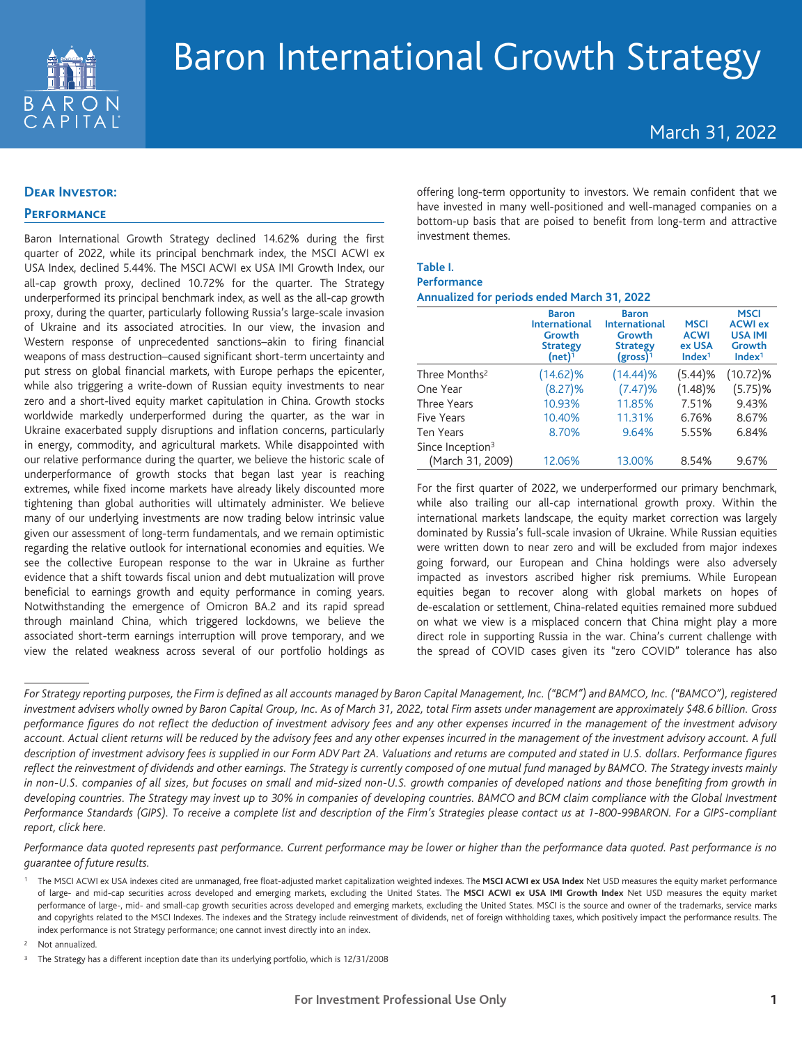# Baron International Growth Strategy

March 31, 2022

## Dear Investor:

### Performance

Baron International Growth Strategy declined 14.62% during the first quarter of 2022, while its principal benchmark index, the MSCI ACWI ex USA Index, declined 5.44%. The MSCI ACWI ex USA IMI Growth Index, our all-cap growth proxy, declined 10.72% for the quarter. The Strategy underperformed its principal benchmark index, as well as the all-cap growth proxy, during the quarter, particularly following Russia's large-scale invasion of Ukraine and its associated atrocities. In our view, the invasion and Western response of unprecedented sanctions–akin to firing financial weapons of mass destruction–caused significant short-term uncertainty and put stress on global financial markets, with Europe perhaps the epicenter, while also triggering a write-down of Russian equity investments to near zero and a short-lived equity market capitulation in China. Growth stocks worldwide markedly underperformed during the quarter, as the war in Ukraine exacerbated supply disruptions and inflation concerns, particularly in energy, commodity, and agricultural markets. While disappointed with our relative performance during the quarter, we believe the historic scale of underperformance of growth stocks that began last year is reaching extremes, while fixed income markets have already likely discounted more tightening than global authorities will ultimately administer. We believe many of our underlying investments are now trading below intrinsic value given our assessment of long-term fundamentals, and we remain optimistic regarding the relative outlook for international economies and equities. We see the collective European response to the war in Ukraine as further evidence that a shift towards fiscal union and debt mutualization will prove beneficial to earnings growth and equity performance in coming years. Notwithstanding the emergence of Omicron BA.2 and its rapid spread through mainland China, which triggered lockdowns, we believe the associated short-term earnings interruption will prove temporary, and we view the related weakness across several of our portfolio holdings as offering long-term opportunity to investors. We remain confident that we have invested in many well-positioned and well-managed companies on a bottom-up basis that are poised to benefit from long-term and attractive investment themes.

**Table I.**
**Performance**
**Annualized for periods ended March 31, 2022**

| | Baron International Growth Strategy (net)[1] | Baron International Growth Strategy (gross)[1] | MSCI ACWI ex USA Index[1] | MSCI ACWI ex USA IMI Growth Index[1] |
|---|---|---|---|---|
| Three Months[2] | (14.62)% | (14.44)% | (5.44)% | (10.72)% |
| One Year | (8.27)% | (7.47)% | (1.48)% | (5.75)% |
| Three Years | 10.93% | 11.85% | 7.51% | 9.43% |
| Five Years | 10.40% | 11.31% | 6.76% | 8.67% |
| Ten Years | 8.70% | 9.64% | 5.55% | 6.84% |
| Since Inception[3] (March 31, 2009) | 12.06% | 13.00% | 8.54% | 9.67% |

For the first quarter of 2022, we underperformed our primary benchmark, while also trailing our all-cap international growth proxy. Within the international markets landscape, the equity market correction was largely dominated by Russia's full-scale invasion of Ukraine. While Russian equities were written down to near zero and will be excluded from major indexes going forward, our European and China holdings were also adversely impacted as investors ascribed higher risk premiums. While European equities began to recover along with global markets on hopes of de-escalation or settlement, China-related equities remained more subdued on what we view is a misplaced concern that China might play a more direct role in supporting Russia in the war. China's current challenge with the spread of COVID cases given its "zero COVID" tolerance has also

*For Strategy reporting purposes, the Firm is defined as all accounts managed by Baron Capital Management, Inc. ("BCM") and BAMCO, Inc. ("BAMCO"), registered investment advisers wholly owned by Baron Capital Group, Inc. As of March 31, 2022, total Firm assets under management are approximately $48.6 billion. Gross performance figures do not reflect the deduction of investment advisory fees and any other expenses incurred in the management of the investment advisory account. Actual client returns will be reduced by the advisory fees and any other expenses incurred in the management of the investment advisory account. A full description of investment advisory fees is supplied in our Form ADV Part 2A. Valuations and returns are computed and stated in U.S. dollars. Performance figures reflect the reinvestment of dividends and other earnings. The Strategy is currently composed of one mutual fund managed by BAMCO. The Strategy invests mainly in non-U.S. companies of all sizes, but focuses on small and mid-sized non-U.S. growth companies of developed nations and those benefiting from growth in developing countries. The Strategy may invest up to 30% in companies of developing countries. BAMCO and BCM claim compliance with the Global Investment Performance Standards (GIPS). To receive a complete list and description of the Firm's Strategies please contact us at 1-800-99BARON. For a GIPS-compliant report, click here.*

*Performance data quoted represents past performance. Current performance may be lower or higher than the performance data quoted. Past performance is no guarantee of future results.*

[1] The MSCI ACWI ex USA indexes cited are unmanaged, free float-adjusted market capitalization weighted indexes. The **MSCI ACWI ex USA Index** Net USD measures the equity market performance of large- and mid-cap securities across developed and emerging markets, excluding the United States. The **MSCI ACWI ex USA IMI Growth Index** Net USD measures the equity market performance of large-, mid- and small-cap growth securities across developed and emerging markets, excluding the United States. MSCI is the source and owner of the trademarks, service marks and copyrights related to the MSCI Indexes. The indexes and the Strategy include reinvestment of dividends, net of foreign withholding taxes, which positively impact the performance results. The index performance is not Strategy performance; one cannot invest directly into an index.

[2] Not annualized.

[3] The Strategy has a different inception date than its underlying portfolio, which is 12/31/2008

For Investment Professional Use Only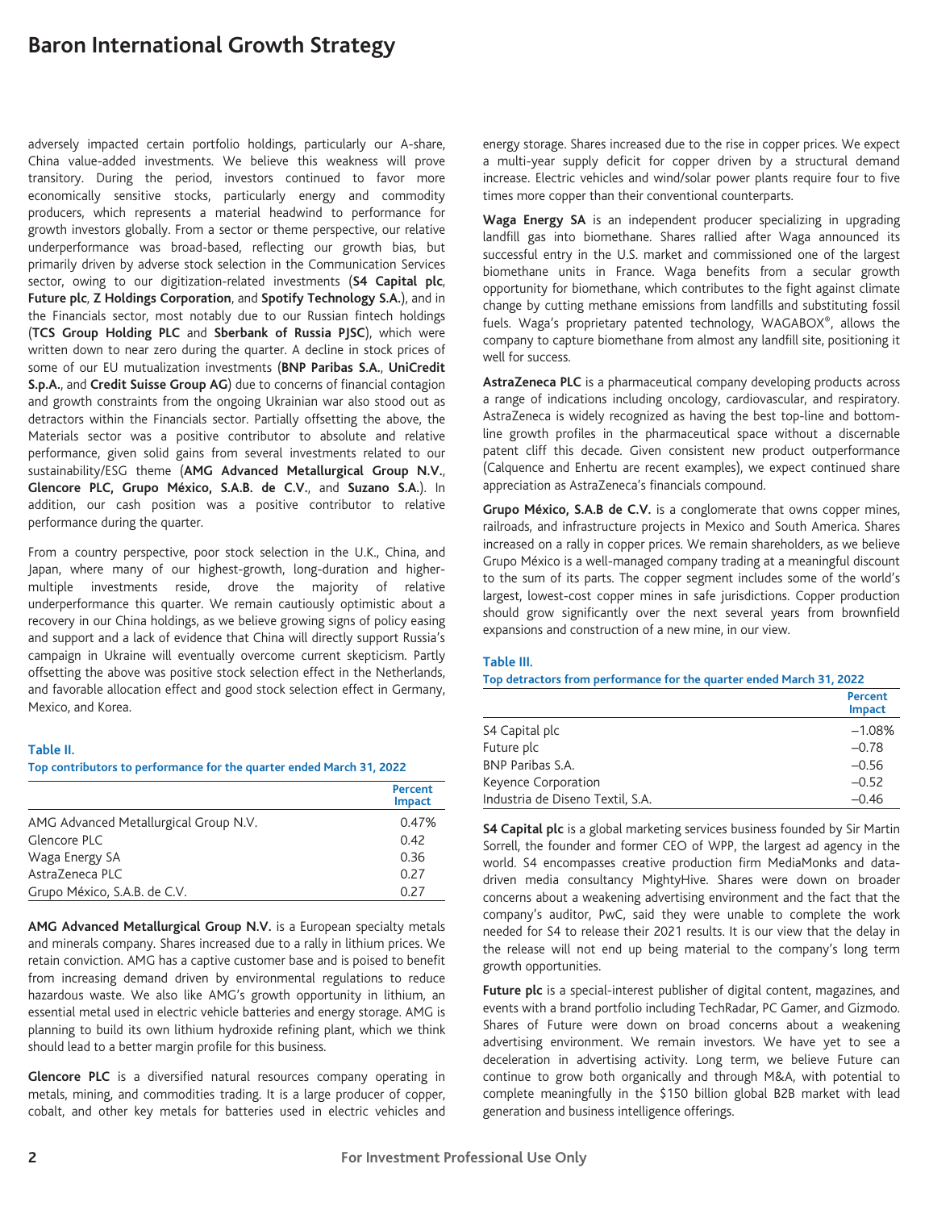adversely impacted certain portfolio holdings, particularly our A-share, China value-added investments. We believe this weakness will prove transitory. During the period, investors continued to favor more economically sensitive stocks, particularly energy and commodity producers, which represents a material headwind to performance for growth investors globally. From a sector or theme perspective, our relative underperformance was broad-based, reflecting our growth bias, but primarily driven by adverse stock selection in the Communication Services sector, owing to our digitization-related investments (**S4 Capital plc**, **Future plc**, **Z Holdings Corporation**, and **Spotify Technology S.A.**), and in the Financials sector, most notably due to our Russian fintech holdings (**TCS Group Holding PLC** and **Sberbank of Russia PJSC**), which were written down to near zero during the quarter. A decline in stock prices of some of our EU mutualization investments (**BNP Paribas S.A.**, **UniCredit S.p.A.**, and **Credit Suisse Group AG**) due to concerns of financial contagion and growth constraints from the ongoing Ukrainian war also stood out as detractors within the Financials sector. Partially offsetting the above, the Materials sector was a positive contributor to absolute and relative performance, given solid gains from several investments related to our sustainability/ESG theme (**AMG Advanced Metallurgical Group N.V.**, **Glencore PLC, Grupo México, S.A.B. de C.V.**, and **Suzano S.A.**). In addition, our cash position was a positive contributor to relative performance during the quarter.

From a country perspective, poor stock selection in the U.K., China, and Japan, where many of our highest-growth, long-duration and higher-multiple investments reside, drove the majority of relative underperformance this quarter. We remain cautiously optimistic about a recovery in our China holdings, as we believe growing signs of policy easing and support and a lack of evidence that China will directly support Russia's campaign in Ukraine will eventually overcome current skepticism. Partly offsetting the above was positive stock selection effect in the Netherlands, and favorable allocation effect and good stock selection effect in Germany, Mexico, and Korea.

**Table II.**
**Top contributors to performance for the quarter ended March 31, 2022**

| | Percent Impact |
|---|---|
| AMG Advanced Metallurgical Group N.V. | 0.47% |
| Glencore PLC | 0.42 |
| Waga Energy SA | 0.36 |
| AstraZeneca PLC | 0.27 |
| Grupo México, S.A.B. de C.V. | 0.27 |

**AMG Advanced Metallurgical Group N.V.** is a European specialty metals and minerals company. Shares increased due to a rally in lithium prices. We retain conviction. AMG has a captive customer base and is poised to benefit from increasing demand driven by environmental regulations to reduce hazardous waste. We also like AMG's growth opportunity in lithium, an essential metal used in electric vehicle batteries and energy storage. AMG is planning to build its own lithium hydroxide refining plant, which we think should lead to a better margin profile for this business.

**Glencore PLC** is a diversified natural resources company operating in metals, mining, and commodities trading. It is a large producer of copper, cobalt, and other key metals for batteries used in electric vehicles and energy storage. Shares increased due to the rise in copper prices. We expect a multi-year supply deficit for copper driven by a structural demand increase. Electric vehicles and wind/solar power plants require four to five times more copper than their conventional counterparts.

**Waga Energy SA** is an independent producer specializing in upgrading landfill gas into biomethane. Shares rallied after Waga announced its successful entry in the U.S. market and commissioned one of the largest biomethane units in France. Waga benefits from a secular growth opportunity for biomethane, which contributes to the fight against climate change by cutting methane emissions from landfills and substituting fossil fuels. Waga's proprietary patented technology, WAGABOX®, allows the company to capture biomethane from almost any landfill site, positioning it well for success.

**AstraZeneca PLC** is a pharmaceutical company developing products across a range of indications including oncology, cardiovascular, and respiratory. AstraZeneca is widely recognized as having the best top-line and bottom-line growth profiles in the pharmaceutical space without a discernable patent cliff this decade. Given consistent new product outperformance (Calquence and Enhertu are recent examples), we expect continued share appreciation as AstraZeneca's financials compound.

**Grupo México, S.A.B de C.V.** is a conglomerate that owns copper mines, railroads, and infrastructure projects in Mexico and South America. Shares increased on a rally in copper prices. We remain shareholders, as we believe Grupo México is a well-managed company trading at a meaningful discount to the sum of its parts. The copper segment includes some of the world's largest, lowest-cost copper mines in safe jurisdictions. Copper production should grow significantly over the next several years from brownfield expansions and construction of a new mine, in our view.

**Table III.**
**Top detractors from performance for the quarter ended March 31, 2022**

| | Percent Impact |
|---|---|
| S4 Capital plc | –1.08% |
| Future plc | –0.78 |
| BNP Paribas S.A. | –0.56 |
| Keyence Corporation | –0.52 |
| Industria de Diseno Textil, S.A. | –0.46 |

**S4 Capital plc** is a global marketing services business founded by Sir Martin Sorrell, the founder and former CEO of WPP, the largest ad agency in the world. S4 encompasses creative production firm MediaMonks and data-driven media consultancy MightyHive. Shares were down on broader concerns about a weakening advertising environment and the fact that the company's auditor, PwC, said they were unable to complete the work needed for S4 to release their 2021 results. It is our view that the delay in the release will not end up being material to the company's long term growth opportunities.

**Future plc** is a special-interest publisher of digital content, magazines, and events with a brand portfolio including TechRadar, PC Gamer, and Gizmodo. Shares of Future were down on broad concerns about a weakening advertising environment. We remain investors. We have yet to see a deceleration in advertising activity. Long term, we believe Future can continue to grow both organically and through M&A, with potential to complete meaningfully in the $150 billion global B2B market with lead generation and business intelligence offerings.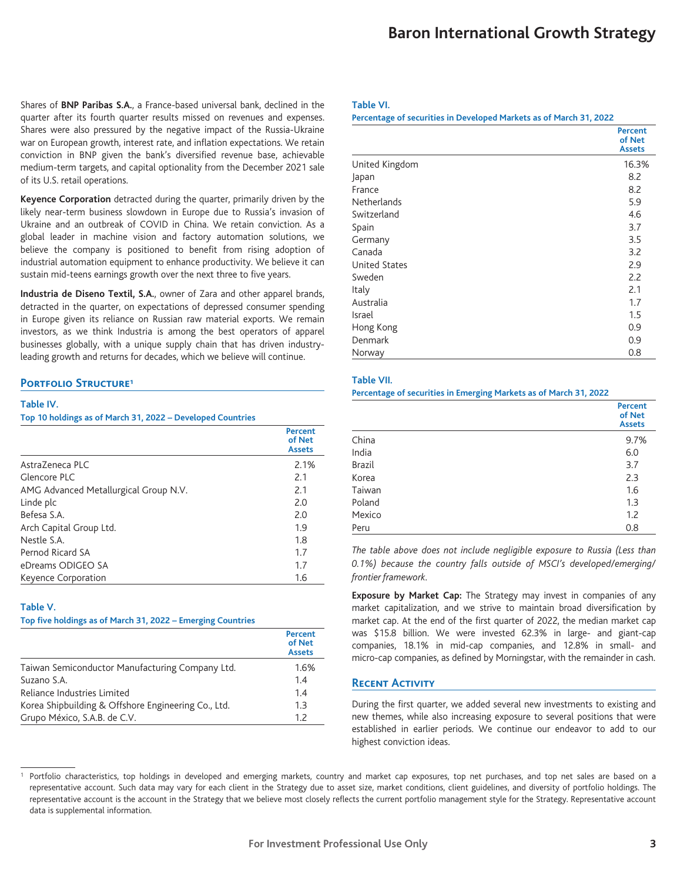Shares of **BNP Paribas S.A.**, a France-based universal bank, declined in the quarter after its fourth quarter results missed on revenues and expenses. Shares were also pressured by the negative impact of the Russia-Ukraine war on European growth, interest rate, and inflation expectations. We retain conviction in BNP given the bank's diversified revenue base, achievable medium-term targets, and capital optionality from the December 2021 sale of its U.S. retail operations.

**Keyence Corporation** detracted during the quarter, primarily driven by the likely near-term business slowdown in Europe due to Russia's invasion of Ukraine and an outbreak of COVID in China. We retain conviction. As a global leader in machine vision and factory automation solutions, we believe the company is positioned to benefit from rising adoption of industrial automation equipment to enhance productivity. We believe it can sustain mid-teens earnings growth over the next three to five years.

**Industria de Diseno Textil, S.A.**, owner of Zara and other apparel brands, detracted in the quarter, on expectations of depressed consumer spending in Europe given its reliance on Russian raw material exports. We remain investors, as we think Industria is among the best operators of apparel businesses globally, with a unique supply chain that has driven industry-leading growth and returns for decades, which we believe will continue.

## Portfolio Structure[1]

**Table IV.**
**Top 10 holdings as of March 31, 2022 – Developed Countries**

| | Percent of Net Assets |
|---|---|
| AstraZeneca PLC | 2.1% |
| Glencore PLC | 2.1 |
| AMG Advanced Metallurgical Group N.V. | 2.1 |
| Linde plc | 2.0 |
| Befesa S.A. | 2.0 |
| Arch Capital Group Ltd. | 1.9 |
| Nestle S.A. | 1.8 |
| Pernod Ricard SA | 1.7 |
| eDreams ODIGEO SA | 1.7 |
| Keyence Corporation | 1.6 |

**Table V.**
**Top five holdings as of March 31, 2022 – Emerging Countries**

| | Percent of Net Assets |
|---|---|
| Taiwan Semiconductor Manufacturing Company Ltd. | 1.6% |
| Suzano S.A. | 1.4 |
| Reliance Industries Limited | 1.4 |
| Korea Shipbuilding & Offshore Engineering Co., Ltd. | 1.3 |
| Grupo México, S.A.B. de C.V. | 1.2 |

**Table VI.**
**Percentage of securities in Developed Markets as of March 31, 2022**

| | Percent of Net Assets |
|---|---|
| United Kingdom | 16.3% |
| Japan | 8.2 |
| France | 8.2 |
| Netherlands | 5.9 |
| Switzerland | 4.6 |
| Spain | 3.7 |
| Germany | 3.5 |
| Canada | 3.2 |
| United States | 2.9 |
| Sweden | 2.2 |
| Italy | 2.1 |
| Australia | 1.7 |
| Israel | 1.5 |
| Hong Kong | 0.9 |
| Denmark | 0.9 |
| Norway | 0.8 |

**Table VII.**
**Percentage of securities in Emerging Markets as of March 31, 2022**

| | Percent of Net Assets |
|---|---|
| China | 9.7% |
| India | 6.0 |
| Brazil | 3.7 |
| Korea | 2.3 |
| Taiwan | 1.6 |
| Poland | 1.3 |
| Mexico | 1.2 |
| Peru | 0.8 |

*The table above does not include negligible exposure to Russia (Less than 0.1%) because the country falls outside of MSCI's developed/emerging/frontier framework.*

**Exposure by Market Cap:** The Strategy may invest in companies of any market capitalization, and we strive to maintain broad diversification by market cap. At the end of the first quarter of 2022, the median market cap was $15.8 billion. We were invested 62.3% in large- and giant-cap companies, 18.1% in mid-cap companies, and 12.8% in small- and micro-cap companies, as defined by Morningstar, with the remainder in cash.

## Recent Activity

During the first quarter, we added several new investments to existing and new themes, while also increasing exposure to several positions that were established in earlier periods. We continue our endeavor to add to our highest conviction ideas.

[1] Portfolio characteristics, top holdings in developed and emerging markets, country and market cap exposures, top net purchases, and top net sales are based on a representative account. Such data may vary for each client in the Strategy due to asset size, market conditions, client guidelines, and diversity of portfolio holdings. The representative account is the account in the Strategy that we believe most closely reflects the current portfolio management style for the Strategy. Representative account data is supplemental information.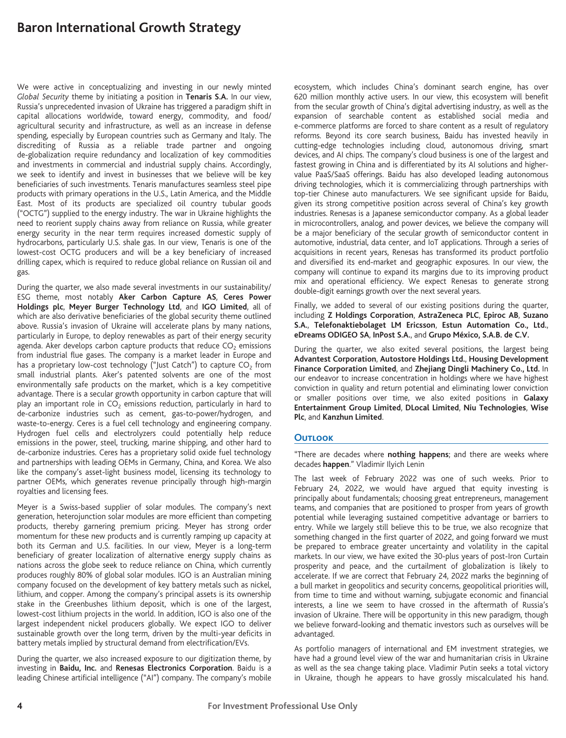We were active in conceptualizing and investing in our newly minted *Global Security* theme by initiating a position in **Tenaris S.A.** In our view, Russia's unprecedented invasion of Ukraine has triggered a paradigm shift in capital allocations worldwide, toward energy, commodity, and food/agricultural security and infrastructure, as well as an increase in defense spending, especially by European countries such as Germany and Italy. The discrediting of Russia as a reliable trade partner and ongoing de-globalization require redundancy and localization of key commodities and investments in commercial and industrial supply chains. Accordingly, we seek to identify and invest in businesses that we believe will be key beneficiaries of such investments. Tenaris manufactures seamless steel pipe products with primary operations in the U.S., Latin America, and the Middle East. Most of its products are specialized oil country tubular goods ("OCTG") supplied to the energy industry. The war in Ukraine highlights the need to reorient supply chains away from reliance on Russia, while greater energy security in the near term requires increased domestic supply of hydrocarbons, particularly U.S. shale gas. In our view, Tenaris is one of the lowest-cost OCTG producers and will be a key beneficiary of increased drilling capex, which is required to reduce global reliance on Russian oil and gas.

During the quarter, we also made several investments in our sustainability/ESG theme, most notably **Aker Carbon Capture AS**, **Ceres Power Holdings plc**, **Meyer Burger Technology Ltd**, and **IGO Limited**, all of which are also derivative beneficiaries of the global security theme outlined above. Russia's invasion of Ukraine will accelerate plans by many nations, particularly in Europe, to deploy renewables as part of their energy security agenda. Aker develops carbon capture products that reduce $CO_2$ emissions from industrial flue gases. The company is a market leader in Europe and has a proprietary low-cost technology ("Just Catch") to capture $CO_2$ from small industrial plants. Aker's patented solvents are one of the most environmentally safe products on the market, which is a key competitive advantage. There is a secular growth opportunity in carbon capture that will play an important role in $CO_2$ emissions reduction, particularly in hard to de-carbonize industries such as cement, gas-to-power/hydrogen, and waste-to-energy. Ceres is a fuel cell technology and engineering company. Hydrogen fuel cells and electrolyzers could potentially help reduce emissions in the power, steel, trucking, marine shipping, and other hard to de-carbonize industries. Ceres has a proprietary solid oxide fuel technology and partnerships with leading OEMs in Germany, China, and Korea. We also like the company's asset-light business model, licensing its technology to partner OEMs, which generates revenue principally through high-margin royalties and licensing fees.

Meyer is a Swiss-based supplier of solar modules. The company's next generation, heterojunction solar modules are more efficient than competing products, thereby garnering premium pricing. Meyer has strong order momentum for these new products and is currently ramping up capacity at both its German and U.S. facilities. In our view, Meyer is a long-term beneficiary of greater localization of alternative energy supply chains as nations across the globe seek to reduce reliance on China, which currently produces roughly 80% of global solar modules. IGO is an Australian mining company focused on the development of key battery metals such as nickel, lithium, and copper. Among the company's principal assets is its ownership stake in the Greenbushes lithium deposit, which is one of the largest, lowest-cost lithium projects in the world. In addition, IGO is also one of the largest independent nickel producers globally. We expect IGO to deliver sustainable growth over the long term, driven by the multi-year deficits in battery metals implied by structural demand from electrification/EVs.

During the quarter, we also increased exposure to our digitization theme, by investing in **Baidu, Inc.** and **Renesas Electronics Corporation**. Baidu is a leading Chinese artificial intelligence ("AI") company. The company's mobile ecosystem, which includes China's dominant search engine, has over 620 million monthly active users. In our view, this ecosystem will benefit from the secular growth of China's digital advertising industry, as well as the expansion of searchable content as established social media and e-commerce platforms are forced to share content as a result of regulatory reforms. Beyond its core search business, Baidu has invested heavily in cutting-edge technologies including cloud, autonomous driving, smart devices, and AI chips. The company's cloud business is one of the largest and fastest growing in China and is differentiated by its AI solutions and higher-value PaaS/SaaS offerings. Baidu has also developed leading autonomous driving technologies, which it is commercializing through partnerships with top-tier Chinese auto manufacturers. We see significant upside for Baidu, given its strong competitive position across several of China's key growth industries. Renesas is a Japanese semiconductor company. As a global leader in microcontrollers, analog, and power devices, we believe the company will be a major beneficiary of the secular growth of semiconductor content in automotive, industrial, data center, and IoT applications. Through a series of acquisitions in recent years, Renesas has transformed its product portfolio and diversified its end-market and geographic exposures. In our view, the company will continue to expand its margins due to its improving product mix and operational efficiency. We expect Renesas to generate strong double-digit earnings growth over the next several years.

Finally, we added to several of our existing positions during the quarter, including **Z Holdings Corporation**, **AstraZeneca PLC**, **Epiroc AB**, **Suzano S.A.**, **Telefonaktiebolaget LM Ericsson**, **Estun Automation Co., Ltd.**, **eDreams ODIGEO SA**, **InPost S.A.**, and **Grupo México, S.A.B. de C.V.**

During the quarter, we also exited several positions, the largest being **Advantest Corporation**, **Autostore Holdings Ltd.**, **Housing Development Finance Corporation Limited**, and **Zhejiang Dingli Machinery Co., Ltd.** In our endeavor to increase concentration in holdings where we have highest conviction in quality and return potential and eliminating lower conviction or smaller positions over time, we also exited positions in **Galaxy Entertainment Group Limited**, **DLocal Limited**, **Niu Technologies**, **Wise Plc**, and **Kanzhun Limited**.

## Outlook

"There are decades where **nothing happens**; and there are weeks where decades **happen**." Vladimir Ilyich Lenin

The last week of February 2022 was one of such weeks. Prior to February 24, 2022, we would have argued that equity investing is principally about fundamentals; choosing great entrepreneurs, management teams, and companies that are positioned to prosper from years of growth potential while leveraging sustained competitive advantage or barriers to entry. While we largely still believe this to be true, we also recognize that something changed in the first quarter of 2022, and going forward we must be prepared to embrace greater uncertainty and volatility in the capital markets. In our view, we have exited the 30-plus years of post-Iron Curtain prosperity and peace, and the curtailment of globalization is likely to accelerate. If we are correct that February 24, 2022 marks the beginning of a bull market in geopolitics and security concerns, geopolitical priorities will, from time to time and without warning, subjugate economic and financial interests, a line we seem to have crossed in the aftermath of Russia's invasion of Ukraine. There will be opportunity in this new paradigm, though we believe forward-looking and thematic investors such as ourselves will be advantaged.

As portfolio managers of international and EM investment strategies, we have had a ground level view of the war and humanitarian crisis in Ukraine as well as the sea change taking place. Vladimir Putin seeks a total victory in Ukraine, though he appears to have grossly miscalculated his hand.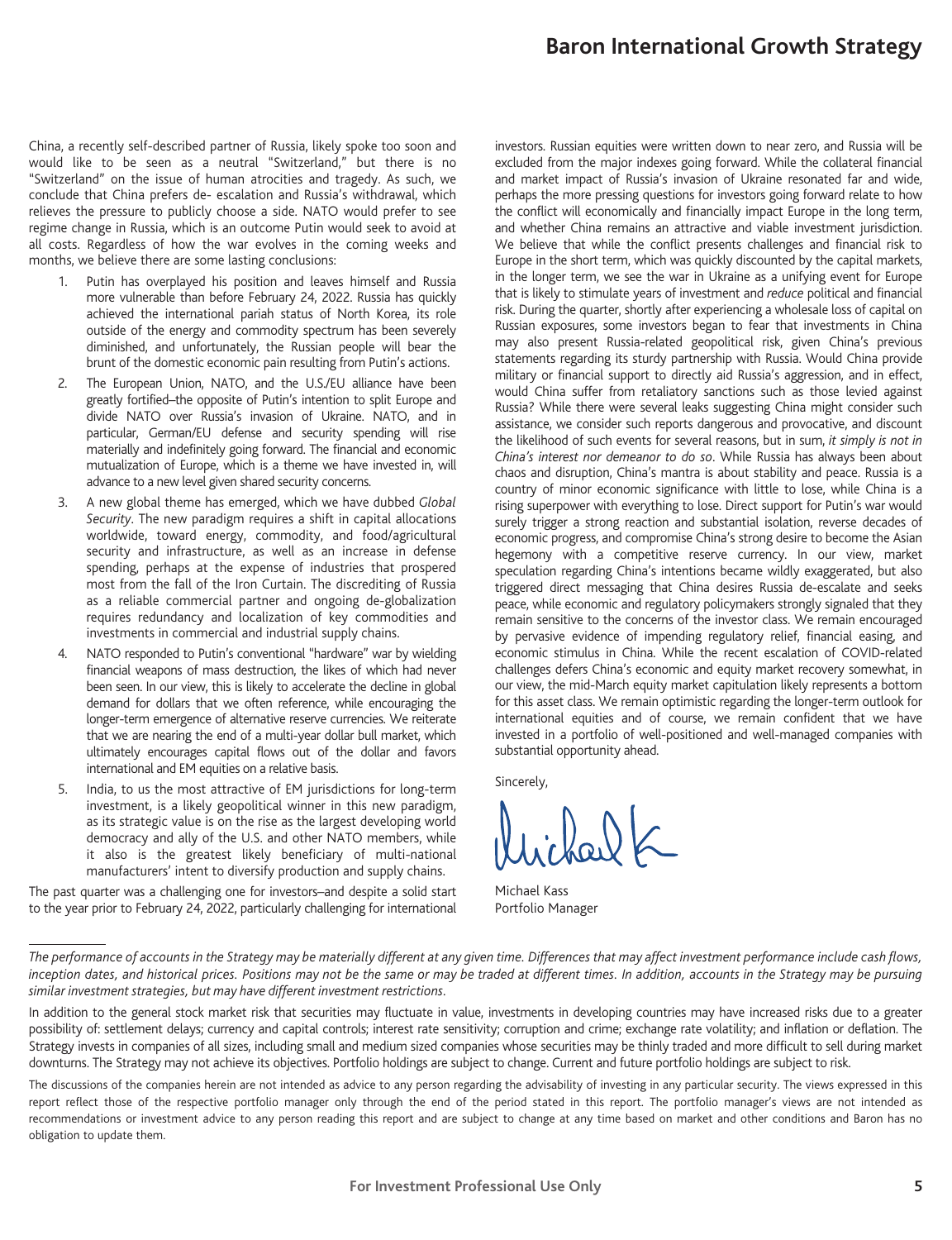China, a recently self-described partner of Russia, likely spoke too soon and would like to be seen as a neutral "Switzerland," but there is no "Switzerland" on the issue of human atrocities and tragedy. As such, we conclude that China prefers de- escalation and Russia's withdrawal, which relieves the pressure to publicly choose a side. NATO would prefer to see regime change in Russia, which is an outcome Putin would seek to avoid at all costs. Regardless of how the war evolves in the coming weeks and months, we believe there are some lasting conclusions:

1. Putin has overplayed his position and leaves himself and Russia more vulnerable than before February 24, 2022. Russia has quickly achieved the international pariah status of North Korea, its role outside of the energy and commodity spectrum has been severely diminished, and unfortunately, the Russian people will bear the brunt of the domestic economic pain resulting from Putin's actions.
2. The European Union, NATO, and the U.S./EU alliance have been greatly fortified–the opposite of Putin's intention to split Europe and divide NATO over Russia's invasion of Ukraine. NATO, and in particular, German/EU defense and security spending will rise materially and indefinitely going forward. The financial and economic mutualization of Europe, which is a theme we have invested in, will advance to a new level given shared security concerns.
3. A new global theme has emerged, which we have dubbed *Global Security*. The new paradigm requires a shift in capital allocations worldwide, toward energy, commodity, and food/agricultural security and infrastructure, as well as an increase in defense spending, perhaps at the expense of industries that prospered most from the fall of the Iron Curtain. The discrediting of Russia as a reliable commercial partner and ongoing de-globalization requires redundancy and localization of key commodities and investments in commercial and industrial supply chains.
4. NATO responded to Putin's conventional "hardware" war by wielding financial weapons of mass destruction, the likes of which had never been seen. In our view, this is likely to accelerate the decline in global demand for dollars that we often reference, while encouraging the longer-term emergence of alternative reserve currencies. We reiterate that we are nearing the end of a multi-year dollar bull market, which ultimately encourages capital flows out of the dollar and favors international and EM equities on a relative basis.
5. India, to us the most attractive of EM jurisdictions for long-term investment, is a likely geopolitical winner in this new paradigm, as its strategic value is on the rise as the largest developing world democracy and ally of the U.S. and other NATO members, while it also is the greatest likely beneficiary of multi-national manufacturers' intent to diversify production and supply chains.

The past quarter was a challenging one for investors–and despite a solid start to the year prior to February 24, 2022, particularly challenging for international investors. Russian equities were written down to near zero, and Russia will be excluded from the major indexes going forward. While the collateral financial and market impact of Russia's invasion of Ukraine resonated far and wide, perhaps the more pressing questions for investors going forward relate to how the conflict will economically and financially impact Europe in the long term, and whether China remains an attractive and viable investment jurisdiction. We believe that while the conflict presents challenges and financial risk to Europe in the short term, which was quickly discounted by the capital markets, in the longer term, we see the war in Ukraine as a unifying event for Europe that is likely to stimulate years of investment and *reduce* political and financial risk. During the quarter, shortly after experiencing a wholesale loss of capital on Russian exposures, some investors began to fear that investments in China may also present Russia-related geopolitical risk, given China's previous statements regarding its sturdy partnership with Russia. Would China provide military or financial support to directly aid Russia's aggression, and in effect, would China suffer from retaliatory sanctions such as those levied against Russia? While there were several leaks suggesting China might consider such assistance, we consider such reports dangerous and provocative, and discount the likelihood of such events for several reasons, but in sum, *it simply is not in China's interest nor demeanor to do so*. While Russia has always been about chaos and disruption, China's mantra is about stability and peace. Russia is a country of minor economic significance with little to lose, while China is a rising superpower with everything to lose. Direct support for Putin's war would surely trigger a strong reaction and substantial isolation, reverse decades of economic progress, and compromise China's strong desire to become the Asian hegemony with a competitive reserve currency. In our view, market speculation regarding China's intentions became wildly exaggerated, but also triggered direct messaging that China desires Russia de-escalate and seeks peace, while economic and regulatory policymakers strongly signaled that they remain sensitive to the concerns of the investor class. We remain encouraged by pervasive evidence of impending regulatory relief, financial easing, and economic stimulus in China. While the recent escalation of COVID-related challenges defers China's economic and equity market recovery somewhat, in our view, the mid-March equity market capitulation likely represents a bottom for this asset class. We remain optimistic regarding the longer-term outlook for international equities and of course, we remain confident that we have invested in a portfolio of well-positioned and well-managed companies with substantial opportunity ahead.

Sincerely,

Michael Kass
Portfolio Manager

---

*The performance of accounts in the Strategy may be materially different at any given time. Differences that may affect investment performance include cash flows, inception dates, and historical prices. Positions may not be the same or may be traded at different times. In addition, accounts in the Strategy may be pursuing similar investment strategies, but may have different investment restrictions.*

In addition to the general stock market risk that securities may fluctuate in value, investments in developing countries may have increased risks due to a greater possibility of: settlement delays; currency and capital controls; interest rate sensitivity; corruption and crime; exchange rate volatility; and inflation or deflation. The Strategy invests in companies of all sizes, including small and medium sized companies whose securities may be thinly traded and more difficult to sell during market downturns. The Strategy may not achieve its objectives. Portfolio holdings are subject to change. Current and future portfolio holdings are subject to risk.

The discussions of the companies herein are not intended as advice to any person regarding the advisability of investing in any particular security. The views expressed in this report reflect those of the respective portfolio manager only through the end of the period stated in this report. The portfolio manager's views are not intended as recommendations or investment advice to any person reading this report and are subject to change at any time based on market and other conditions and Baron has no obligation to update them.